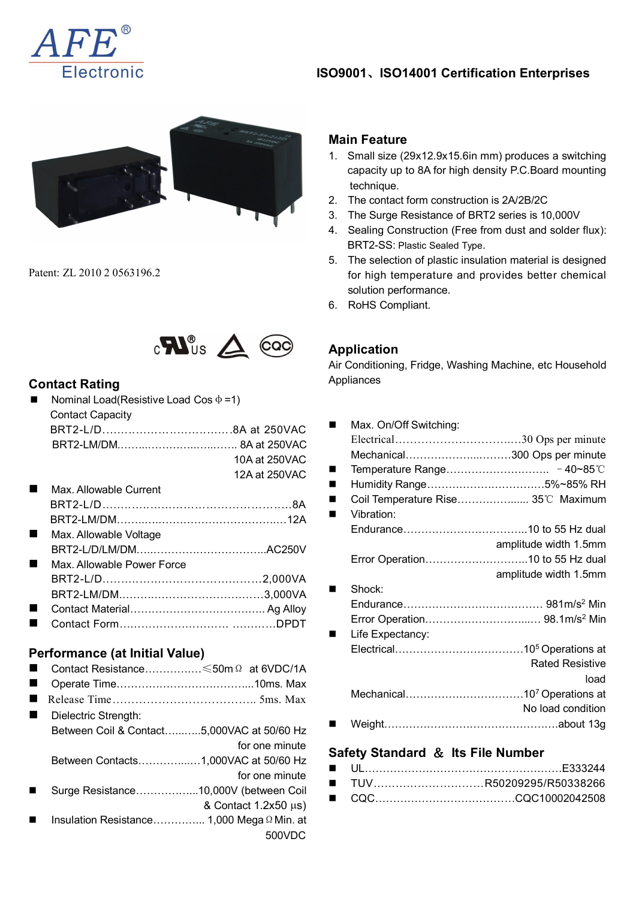# AFE® Electronic

**ISO9001、ISO14001 Certification Enterprises**

Patent: ZL 2010 2 0563196.2

## Main Feature

1. Small size (29x12.9x15.6in mm) produces a switching capacity up to 8A for high density P.C.Board mounting technique.
2. The contact form construction is 2A/2B/2C
3. The Surge Resistance of BRT2 series is 10,000V
4. Sealing Construction (Free from dust and solder flux): BRT2-SS: Plastic Sealed Type.
5. The selection of plastic insulation material is designed for high temperature and provides better chemical solution performance.
6. RoHS Compliant.

## Application

Air Conditioning, Fridge, Washing Machine, etc Household Appliances

## Contact Rating

- Nominal Load(Resistive Load Cos ϕ =1)
  Contact Capacity
  BRT2-L/D……………………………….8A at 250VAC
  BRT2-LM/DM.……..………………..…….. 8A at 250VAC
  10A at 250VAC
  12A at 250VAC
- Max. Allowable Current
  BRT2-L/D……………………………………………8A
  BRT2-LM/DM……..……………………………..…12A
- Max. Allowable Voltage
  BRT2-L/D/LM/DM…..…………….……………..AC250V
- Max. Allowable Power Force
  BRT2-L/D……………………………………2,000VA
  BRT2-LM/DM…………………………………3,000VA
- Contact Material……………………………….. Ag Alloy
- Contact Form………………………… …………DPDT

## Performance (at Initial Value)

- Contact Resistance……………≤50mΩ at 6VDC/1A
- Operate Time……………………………….....10ms. Max
- Release Time……………………………….. 5ms. Max
- Dielectric Strength:
  Between Coil & Contact….…...5,000VAC at 50/60 Hz for one minute
  Between Contacts…………..…1,000VAC at 50/60 Hz for one minute
- Surge Resistance……………...10,000V (between Coil & Contact 1.2x50 μs)
- Insulation Resistance………….. 1,000 MegaΩMin. at 500VDC

- Max. On/Off Switching:
  Electrical……………………….….30 Ops per minute
  Mechanical…………………..…….300 Ops per minute
- Temperature Range……………………….. －40~85℃
- Humidity Range……………………………5%~85% RH
- Coil Temperature Rise……………..... 35℃ Maximum
- Vibration:
  Endurance……………………………..10 to 55 Hz dual amplitude width 1.5mm
  Error Operation………………………..10 to 55 Hz dual amplitude width 1.5mm
- Shock:
  Endurance………………………………… 981m/s² Min
  Error Operation………………………..… 98.1m/s² Min
- Life Expectancy:
  Electrical………………………………$10^5$ Operations at Rated Resistive load
  Mechanical……………………………$10^7$ Operations at No load condition
- Weight………………………………………….about 13g

## Safety Standard ＆ Its File Number

- UL………………………………………………E333244
- TUV…………………………R50209295/R50338266
- CQC…………………………………CQC10002042508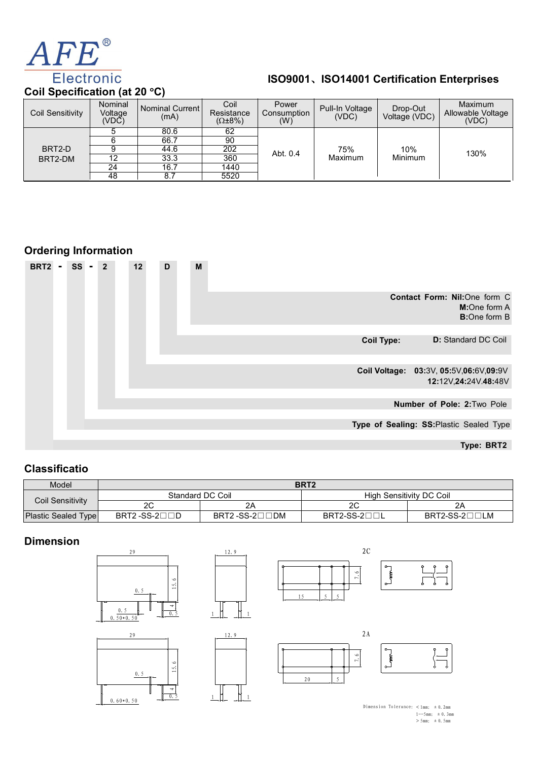# AFE® Electronic

**ISO9001、ISO14001 Certification Enterprises**

## Coil Specification (at 20 °C)

| Coil Sensitivity | Nominal Voltage (VDC) | Nominal Current (mA) | Coil Resistance (Ω±8%) | Power Consumption (W) | Pull-In Voltage (VDC) | Drop-Out Voltage (VDC) | Maximum Allowable Voltage (VDC) |
|---|---|---|---|---|---|---|---|
| BRT2-D BRT2-DM | 5 | 80.6 | 62 | Abt. 0.4 | 75% Maximum | 10% Minimum | 130% |
| | 6 | 66.7 | 90 | | | | |
| | 9 | 44.6 | 202 | | | | |
| | 12 | 33.3 | 360 | | | | |
| | 24 | 16.7 | 1440 | | | | |
| | 48 | 8.7 | 5520 | | | | |

## Ordering Information

**BRT2 - SS - 2 12 D M**

- **Contact Form: Nil:**One form C, **M:**One form A, **B:**One form B
- **Coil Type:** **D:** Standard DC Coil
- **Coil Voltage:** **03:**3V, **05:**5V, **06:**6V, **09:**9V, **12:**12V, **24:**24V, **48:**48V
- **Number of Pole: 2:**Two Pole
- **Type of Sealing: SS:**Plastic Sealed Type
- **Type: BRT2**

## Classificatio

| Model | BRT2 | | | |
|---|---|---|---|---|
| Coil Sensitivity | Standard DC Coil | | High Sensitivity DC Coil | |
| | 2C | 2A | 2C | 2A |
| Plastic Sealed Type | BRT2 -SS-2□□D | BRT2 -SS-2□□DM | BRT2-SS-2□□L | BRT2-SS-2□□LM |

## Dimension

2C

2A

Dimension Tolerance: <1mm: ±0.2mm
1--5mm: ±0.3mm
>5mm: ±0.5mm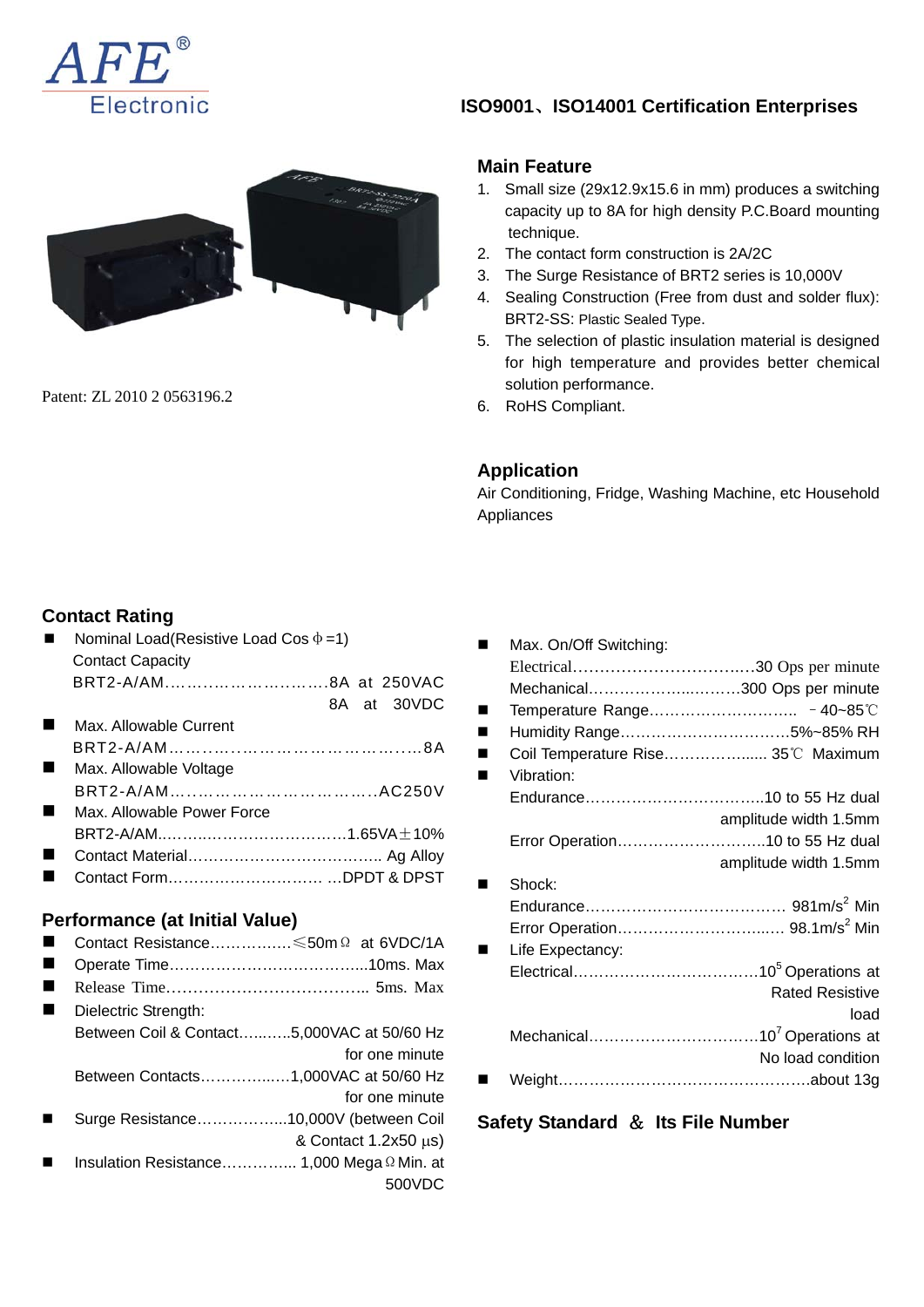AFE® Electronic

**ISO9001、ISO14001 Certification Enterprises**

Patent: ZL 2010 2 0563196.2

## Main Feature

1. Small size (29x12.9x15.6 in mm) produces a switching capacity up to 8A for high density P.C.Board mounting technique.
2. The contact form construction is 2A/2C
3. The Surge Resistance of BRT2 series is 10,000V
4. Sealing Construction (Free from dust and solder flux): BRT2-SS: Plastic Sealed Type.
5. The selection of plastic insulation material is designed for high temperature and provides better chemical solution performance.
6. RoHS Compliant.

## Application

Air Conditioning, Fridge, Washing Machine, etc Household Appliances

## Contact Rating

- Nominal Load(Resistive Load Cos φ =1)
  Contact Capacity
  BRT2-A/AM……………………………8A at 250VAC
  8A at 30VDC
- Max. Allowable Current
  BRT2-A/AM……………………………………8A
- Max. Allowable Voltage
  BRT2-A/AM……………………………………AC250V
- Max. Allowable Power Force
  BRT2-A/AM………………………………1.65VA±10%
- Contact Material……………………………… Ag Alloy
- Contact Form………………………… …DPDT & DPST

## Performance (at Initial Value)

- Contact Resistance…………….≤50mΩ at 6VDC/1A
- Operate Time…………………………………10ms. Max
- Release Time……………………………… 5ms. Max
- Dielectric Strength:
  Between Coil & Contact………5,000VAC at 50/60 Hz for one minute
  Between Contacts……………1,000VAC at 50/60 Hz for one minute
- Surge Resistance……………...10,000V (between Coil & Contact 1.2x50 μs)
- Insulation Resistance………….. 1,000 MegaΩ Min. at 500VDC

- Max. On/Off Switching:
  Electrical……………………………30 Ops per minute
  Mechanical……………………….300 Ops per minute
- Temperature Range…………………………. －40~85℃
- Humidity Range……………………………5%~85% RH
- Coil Temperature Rise………………... 35℃ Maximum
- Vibration:
  Endurance……………………………..10 to 55 Hz dual amplitude width 1.5mm
  Error Operation………………………..10 to 55 Hz dual amplitude width 1.5mm
- Shock:
  Endurance………………………………… 981m/s$^2$ Min
  Error Operation……………………….. 98.1m/s$^2$ Min
- Life Expectancy:
  Electrical………………………………$10^5$ Operations at Rated Resistive load
  Mechanical……………………………$10^7$ Operations at No load condition
- Weight…………………………………………about 13g

## Safety Standard ＆ Its File Number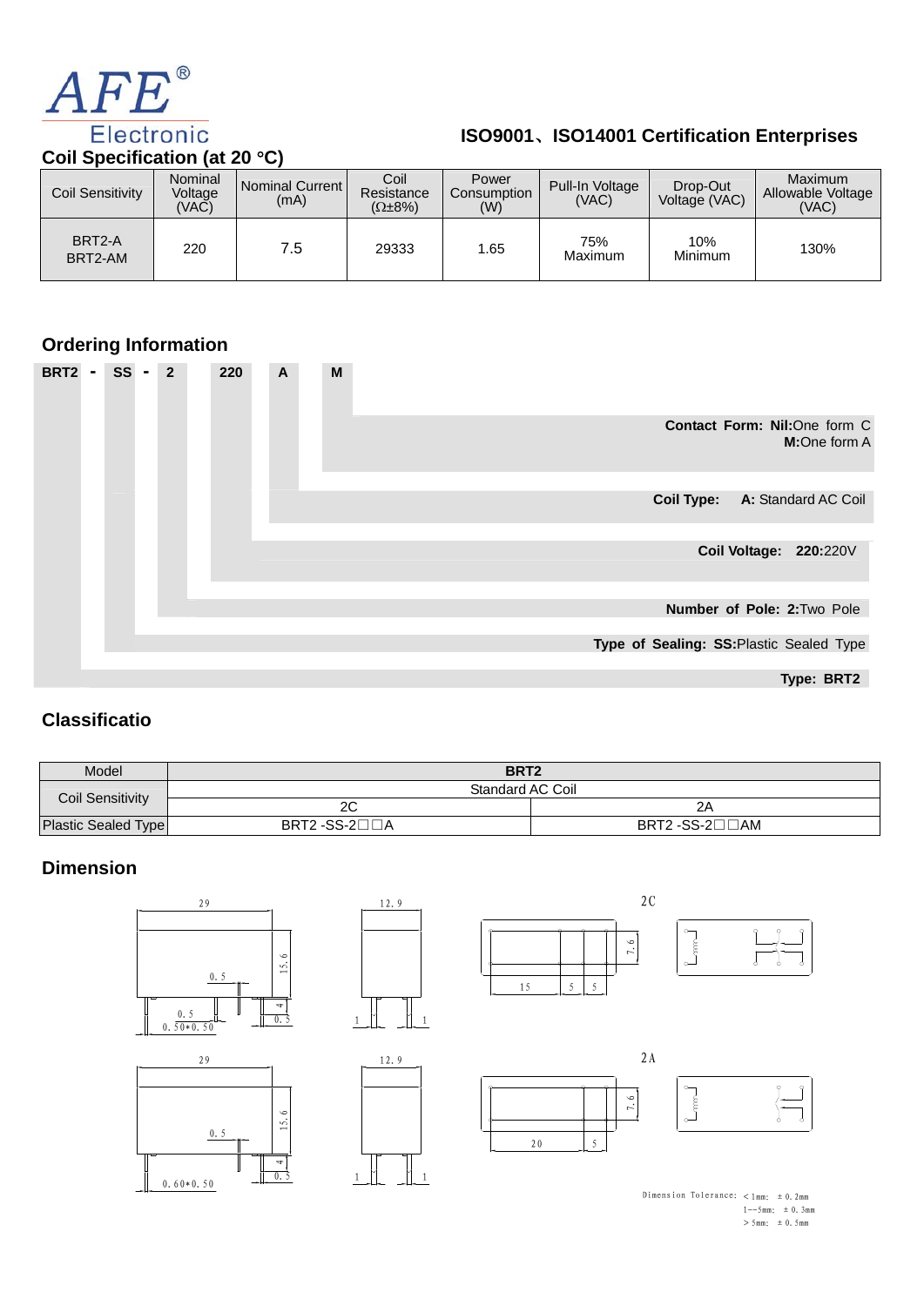AFE®
Electronic

ISO9001、ISO14001 Certification Enterprises

## Coil Specification (at 20 °C)

| Coil Sensitivity | Nominal Voltage (VAC) | Nominal Current (mA) | Coil Resistance (Ω±8%) | Power Consumption (W) | Pull-In Voltage (VAC) | Drop-Out Voltage (VAC) | Maximum Allowable Voltage (VAC) |
|---|---|---|---|---|---|---|---|
| BRT2-A BRT2-AM | 220 | 7.5 | 29333 | 1.65 | 75% Maximum | 10% Minimum | 130% |

## Ordering Information

**BRT2 - SS - 2 220 A M**

**Contact Form: Nil:**One form C
**M:**One form A

**Coil Type: A:** Standard AC Coil

**Coil Voltage: 220:**220V

**Number of Pole: 2:**Two Pole

**Type of Sealing: SS:**Plastic Sealed Type

**Type: BRT2**

## Classificatio

| Model | BRT2 | |
|---|---|---|
| Coil Sensitivity | Standard AC Coil | |
| | 2C | 2A |
| Plastic Sealed Type | BRT2 -SS-2□□A | BRT2 -SS-2□□AM |

## Dimension

29
15.6
0.5
4
0.5
0.3
0.50*0.50
12.9
1
1
2C
7.6
15
5
5

29
15.6
0.5
4
0.3
0.60*0.50
12.9
1
1
2A
7.6
20
5

Dimension Tolerance: < 1mm: ± 0.2mm
1—5mm: ± 0.3mm
> 5mm: ± 0.5mm